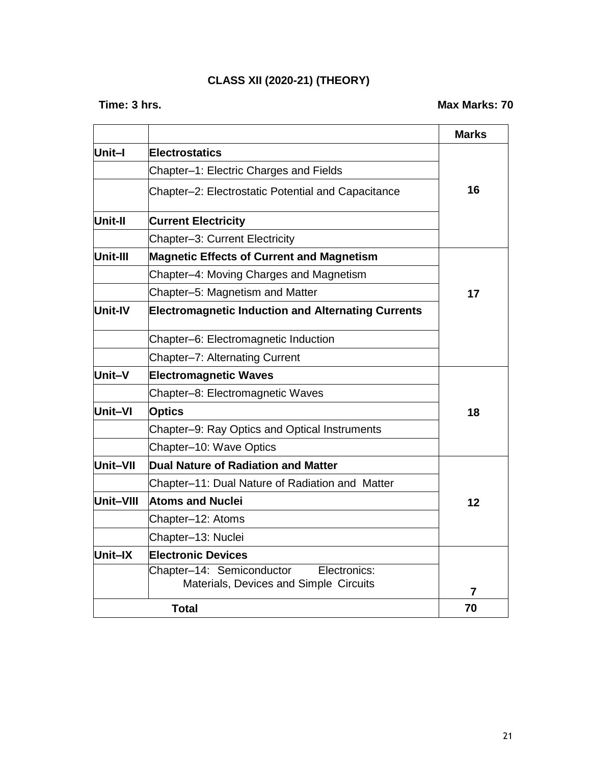# CLASS XII (2020-21) (THEORY)

**Time: 3 hrs.** **Max Marks: 70**

| | | Marks |
|---|---|---|
| **Unit–I** | **Electrostatics** | 16 |
| | Chapter–1: Electric Charges and Fields | |
| | Chapter–2: Electrostatic Potential and Capacitance | |
| **Unit-II** | **Current Electricity** | |
| | Chapter–3: Current Electricity | |
| **Unit-III** | **Magnetic Effects of Current and Magnetism** | 17 |
| | Chapter–4: Moving Charges and Magnetism | |
| | Chapter–5: Magnetism and Matter | |
| **Unit-IV** | **Electromagnetic Induction and Alternating Currents** | |
| | Chapter–6: Electromagnetic Induction | |
| | Chapter–7: Alternating Current | |
| **Unit–V** | **Electromagnetic Waves** | 18 |
| | Chapter–8: Electromagnetic Waves | |
| **Unit–VI** | **Optics** | |
| | Chapter–9: Ray Optics and Optical Instruments | |
| | Chapter–10: Wave Optics | |
| **Unit–VII** | **Dual Nature of Radiation and Matter** | 12 |
| | Chapter–11: Dual Nature of Radiation and Matter | |
| **Unit–VIII** | **Atoms and Nuclei** | |
| | Chapter–12: Atoms | |
| | Chapter–13: Nuclei | |
| **Unit–IX** | **Electronic Devices** | 7 |
| | Chapter–14: Semiconductor Electronics: Materials, Devices and Simple Circuits | |
| **Total** | | **70** |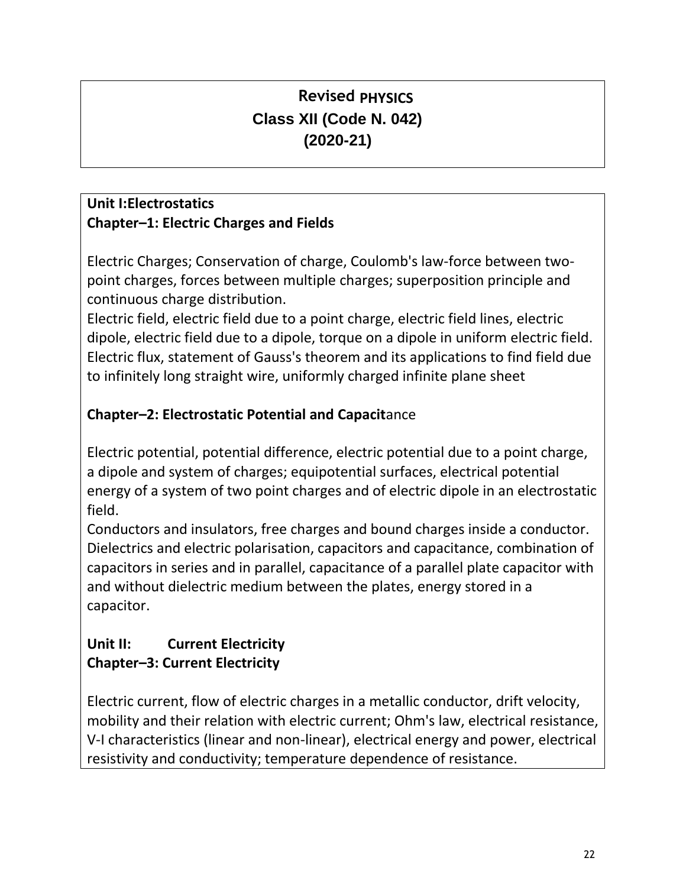# Revised PHYSICS
## Class XII (Code N. 042)
## (2020-21)

**Unit I:Electrostatics**
**Chapter–1: Electric Charges and Fields**

Electric Charges; Conservation of charge, Coulomb's law-force between two-point charges, forces between multiple charges; superposition principle and continuous charge distribution.
Electric field, electric field due to a point charge, electric field lines, electric dipole, electric field due to a dipole, torque on a dipole in uniform electric field.
Electric flux, statement of Gauss's theorem and its applications to find field due to infinitely long straight wire, uniformly charged infinite plane sheet

**Chapter–2: Electrostatic Potential and Capacit**ance

Electric potential, potential difference, electric potential due to a point charge, a dipole and system of charges; equipotential surfaces, electrical potential energy of a system of two point charges and of electric dipole in an electrostatic field.
Conductors and insulators, free charges and bound charges inside a conductor. Dielectrics and electric polarisation, capacitors and capacitance, combination of capacitors in series and in parallel, capacitance of a parallel plate capacitor with and without dielectric medium between the plates, energy stored in a capacitor.

**Unit II: Current Electricity**
**Chapter–3: Current Electricity**

Electric current, flow of electric charges in a metallic conductor, drift velocity, mobility and their relation with electric current; Ohm's law, electrical resistance, V-I characteristics (linear and non-linear), electrical energy and power, electrical resistivity and conductivity; temperature dependence of resistance.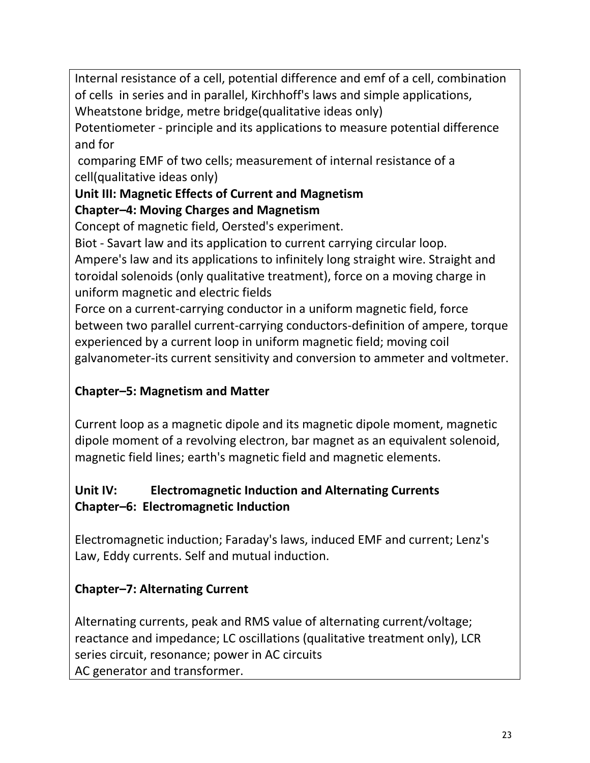Internal resistance of a cell, potential difference and emf of a cell, combination of cells in series and in parallel, Kirchhoff's laws and simple applications, Wheatstone bridge, metre bridge(qualitative ideas only)

Potentiometer - principle and its applications to measure potential difference and for comparing EMF of two cells; measurement of internal resistance of a cell(qualitative ideas only)

**Unit III: Magnetic Effects of Current and Magnetism**

**Chapter–4: Moving Charges and Magnetism**

Concept of magnetic field, Oersted's experiment.

Biot - Savart law and its application to current carrying circular loop.

Ampere's law and its applications to infinitely long straight wire. Straight and toroidal solenoids (only qualitative treatment), force on a moving charge in uniform magnetic and electric fields

Force on a current-carrying conductor in a uniform magnetic field, force between two parallel current-carrying conductors-definition of ampere, torque experienced by a current loop in uniform magnetic field; moving coil galvanometer-its current sensitivity and conversion to ammeter and voltmeter.

**Chapter–5: Magnetism and Matter**

Current loop as a magnetic dipole and its magnetic dipole moment, magnetic dipole moment of a revolving electron, bar magnet as an equivalent solenoid, magnetic field lines; earth's magnetic field and magnetic elements.

**Unit IV: Electromagnetic Induction and Alternating Currents**

**Chapter–6: Electromagnetic Induction**

Electromagnetic induction; Faraday's laws, induced EMF and current; Lenz's Law, Eddy currents. Self and mutual induction.

**Chapter–7: Alternating Current**

Alternating currents, peak and RMS value of alternating current/voltage; reactance and impedance; LC oscillations (qualitative treatment only), LCR series circuit, resonance; power in AC circuits

AC generator and transformer.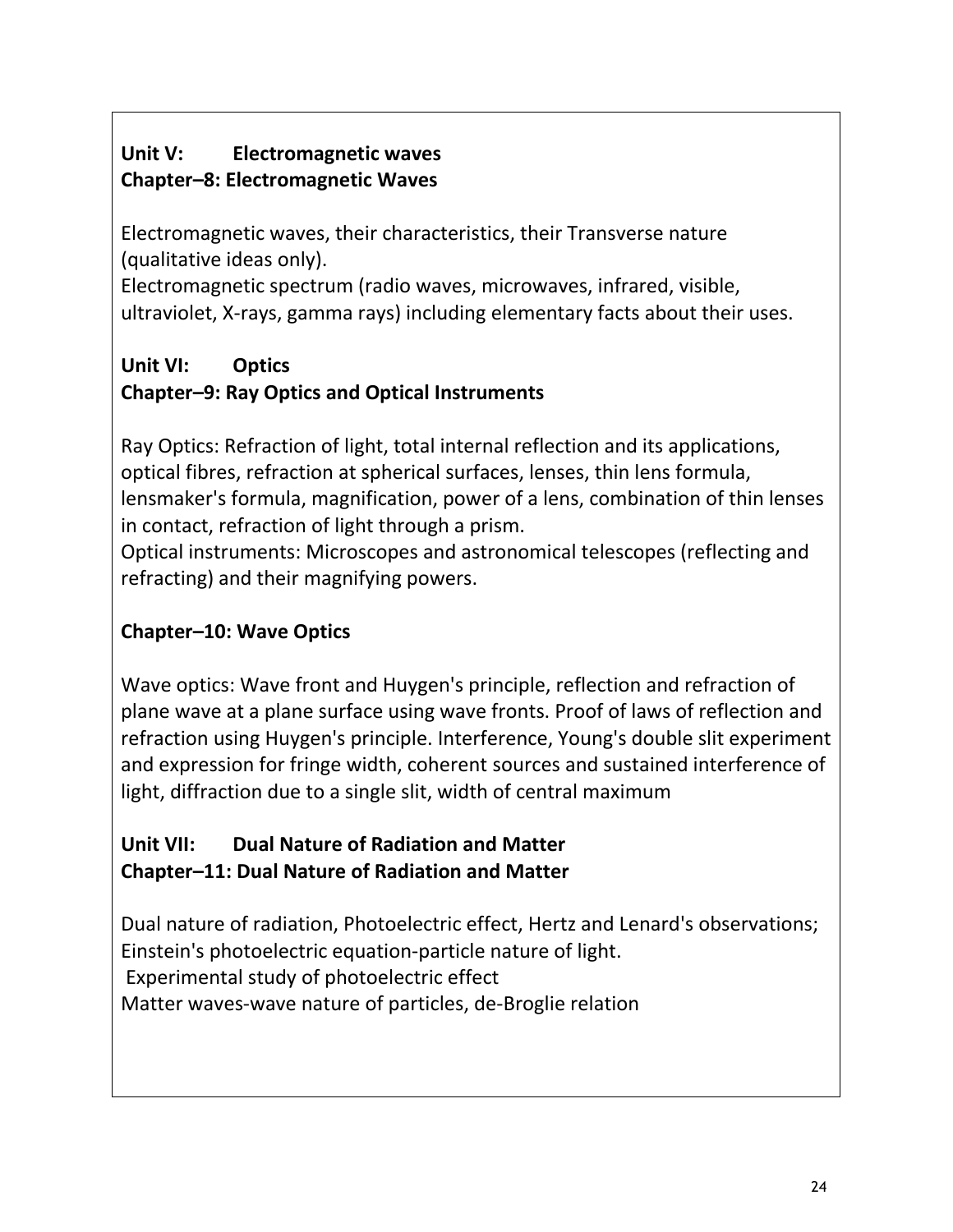**Unit V: Electromagnetic waves**
**Chapter–8: Electromagnetic Waves**

Electromagnetic waves, their characteristics, their Transverse nature (qualitative ideas only).
Electromagnetic spectrum (radio waves, microwaves, infrared, visible, ultraviolet, X-rays, gamma rays) including elementary facts about their uses.

**Unit VI: Optics**
**Chapter–9: Ray Optics and Optical Instruments**

Ray Optics: Refraction of light, total internal reflection and its applications, optical fibres, refraction at spherical surfaces, lenses, thin lens formula, lensmaker's formula, magnification, power of a lens, combination of thin lenses in contact, refraction of light through a prism.
Optical instruments: Microscopes and astronomical telescopes (reflecting and refracting) and their magnifying powers.

**Chapter–10: Wave Optics**

Wave optics: Wave front and Huygen's principle, reflection and refraction of plane wave at a plane surface using wave fronts. Proof of laws of reflection and refraction using Huygen's principle. Interference, Young's double slit experiment and expression for fringe width, coherent sources and sustained interference of light, diffraction due to a single slit, width of central maximum

**Unit VII: Dual Nature of Radiation and Matter**
**Chapter–11: Dual Nature of Radiation and Matter**

Dual nature of radiation, Photoelectric effect, Hertz and Lenard's observations; Einstein's photoelectric equation-particle nature of light.
Experimental study of photoelectric effect
Matter waves-wave nature of particles, de-Broglie relation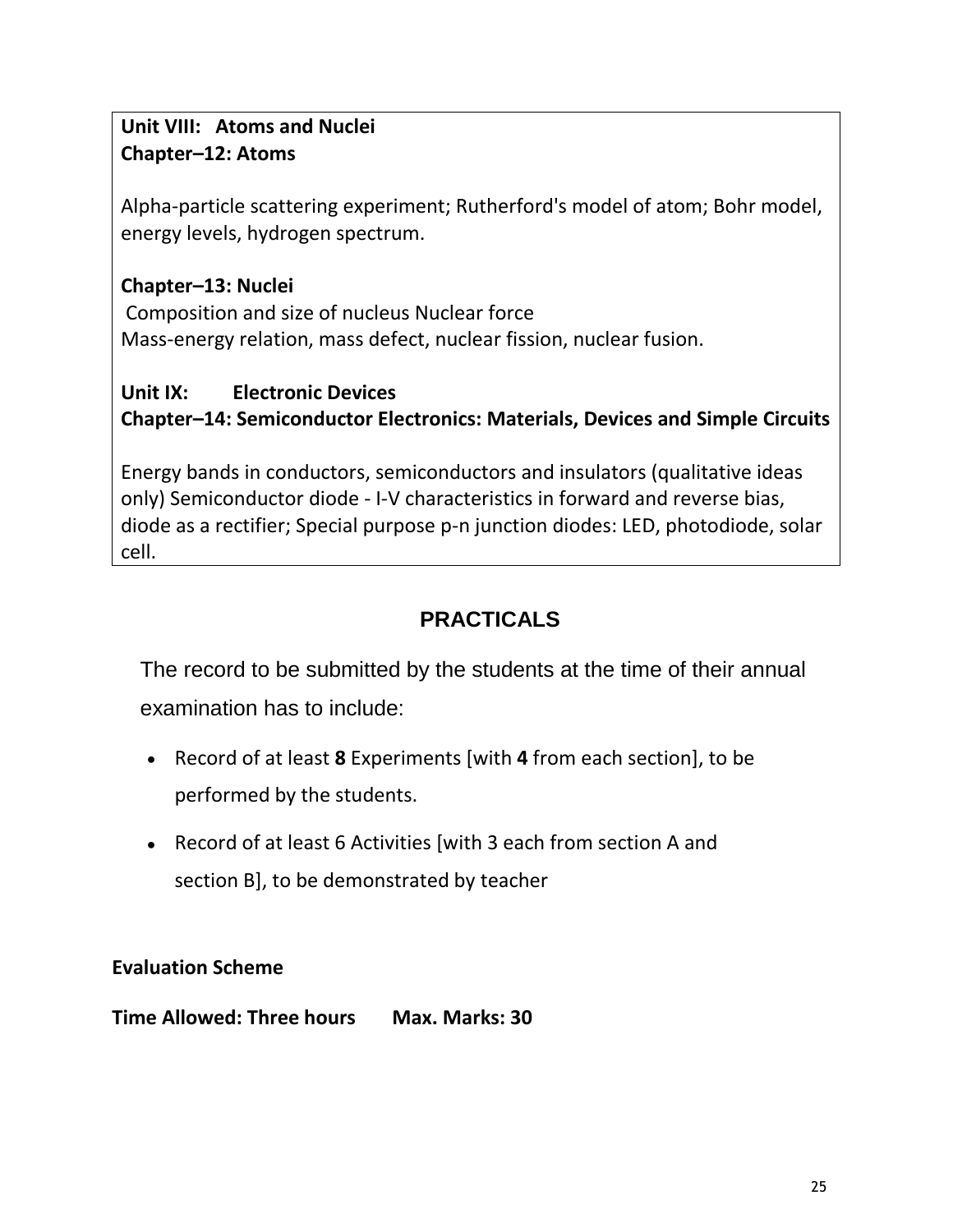**Unit VIII: Atoms and Nuclei**
**Chapter–12: Atoms**

Alpha-particle scattering experiment; Rutherford's model of atom; Bohr model, energy levels, hydrogen spectrum.

**Chapter–13: Nuclei**
Composition and size of nucleus Nuclear force
Mass-energy relation, mass defect, nuclear fission, nuclear fusion.

**Unit IX: Electronic Devices**
**Chapter–14: Semiconductor Electronics: Materials, Devices and Simple Circuits**

Energy bands in conductors, semiconductors and insulators (qualitative ideas only) Semiconductor diode - I-V characteristics in forward and reverse bias, diode as a rectifier; Special purpose p-n junction diodes: LED, photodiode, solar cell.

## PRACTICALS

The record to be submitted by the students at the time of their annual examination has to include:

- Record of at least **8** Experiments [with **4** from each section], to be performed by the students.
- Record of at least 6 Activities [with 3 each from section A and section B], to be demonstrated by teacher

**Evaluation Scheme**

**Time Allowed: Three hours Max. Marks: 30**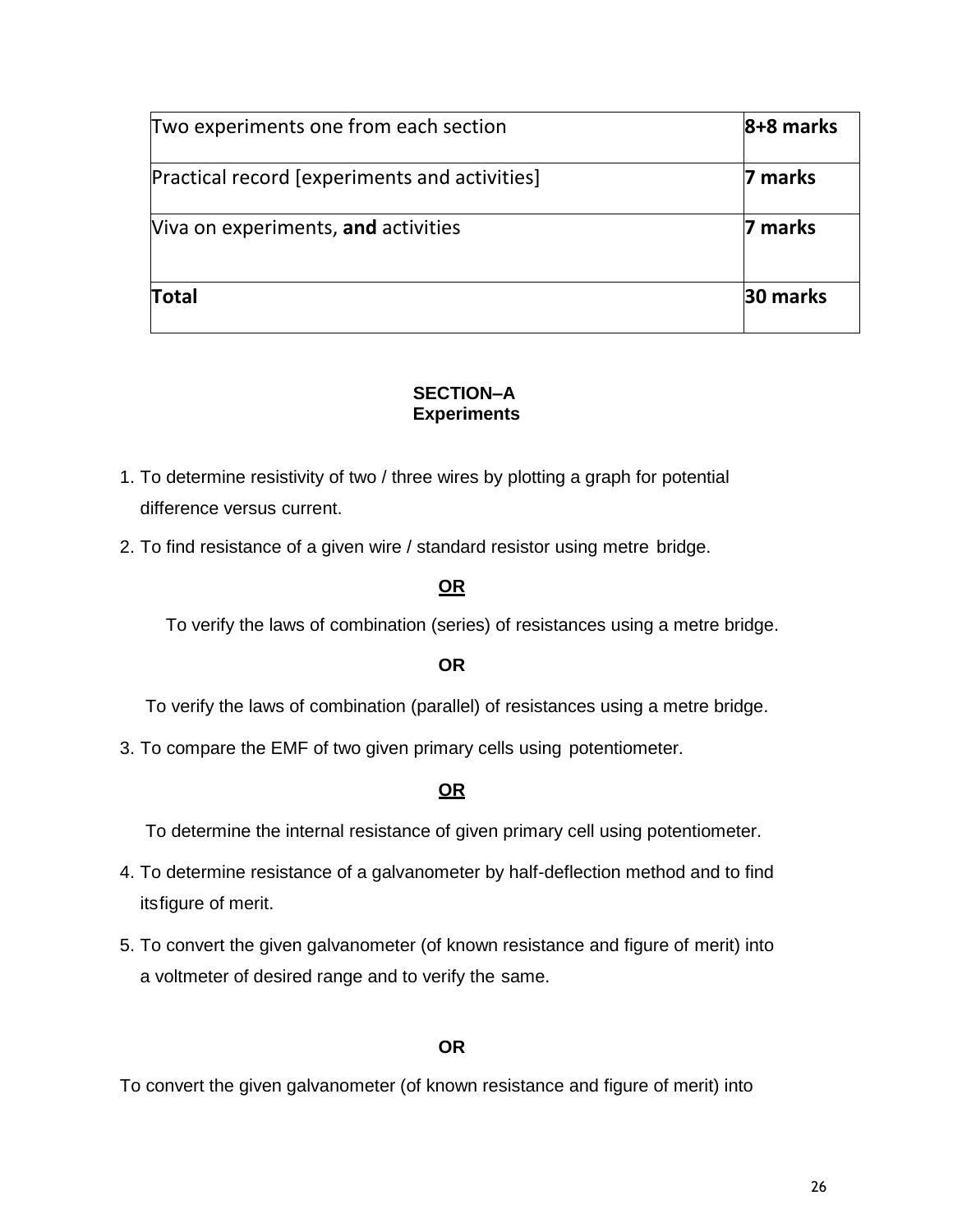| Two experiments one from each section | **8+8 marks** |
| --- | --- |
| Practical record [experiments and activities] | **7 marks** |
| Viva on experiments, **and** activities | **7 marks** |
| **Total** | **30 marks** |

## SECTION–A
## Experiments

1. To determine resistivity of two / three wires by plotting a graph for potential difference versus current.
2. To find resistance of a given wire / standard resistor using metre bridge.

   **OR**

   To verify the laws of combination (series) of resistances using a metre bridge.

   **OR**

   To verify the laws of combination (parallel) of resistances using a metre bridge.
3. To compare the EMF of two given primary cells using potentiometer.

   **OR**

   To determine the internal resistance of given primary cell using potentiometer.
4. To determine resistance of a galvanometer by half-deflection method and to find itsfigure of merit.
5. To convert the given galvanometer (of known resistance and figure of merit) into a voltmeter of desired range and to verify the same.

   **OR**

To convert the given galvanometer (of known resistance and figure of merit) into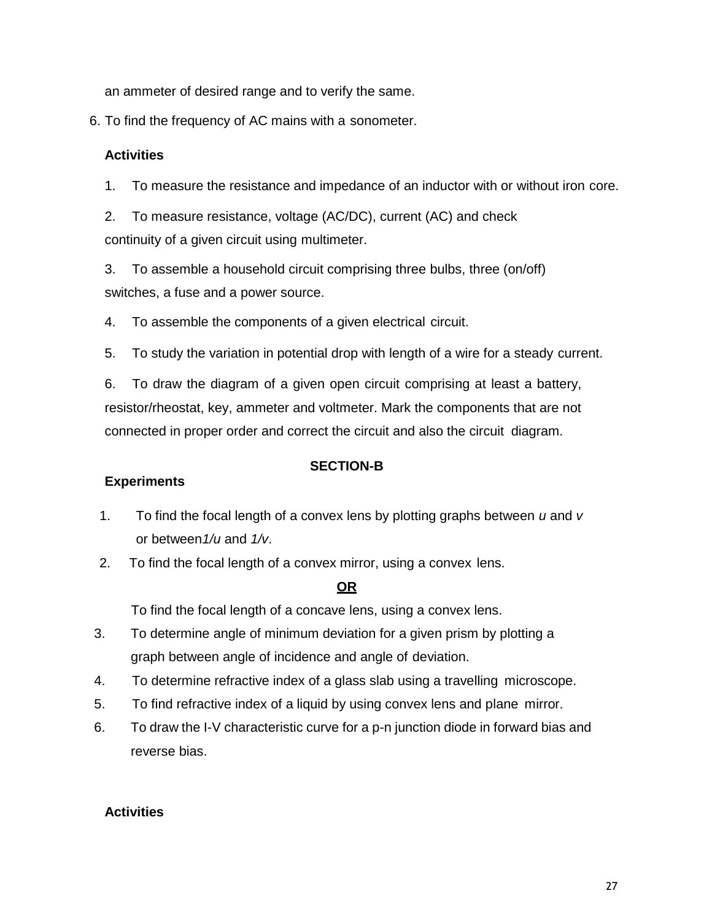an ammeter of desired range and to verify the same.

6. To find the frequency of AC mains with a sonometer.

**Activities**

1. To measure the resistance and impedance of an inductor with or without iron core.
2. To measure resistance, voltage (AC/DC), current (AC) and check continuity of a given circuit using multimeter.
3. To assemble a household circuit comprising three bulbs, three (on/off) switches, a fuse and a power source.
4. To assemble the components of a given electrical circuit.
5. To study the variation in potential drop with length of a wire for a steady current.
6. To draw the diagram of a given open circuit comprising at least a battery, resistor/rheostat, key, ammeter and voltmeter. Mark the components that are not connected in proper order and correct the circuit and also the circuit diagram.

**SECTION-B**

**Experiments**

1. To find the focal length of a convex lens by plotting graphs between *u* and *v* or between *1/u* and *1/v*.
2. To find the focal length of a convex mirror, using a convex lens.

   **OR**

   To find the focal length of a concave lens, using a convex lens.
3. To determine angle of minimum deviation for a given prism by plotting a graph between angle of incidence and angle of deviation.
4. To determine refractive index of a glass slab using a travelling microscope.
5. To find refractive index of a liquid by using convex lens and plane mirror.
6. To draw the I-V characteristic curve for a p-n junction diode in forward bias and reverse bias.

**Activities**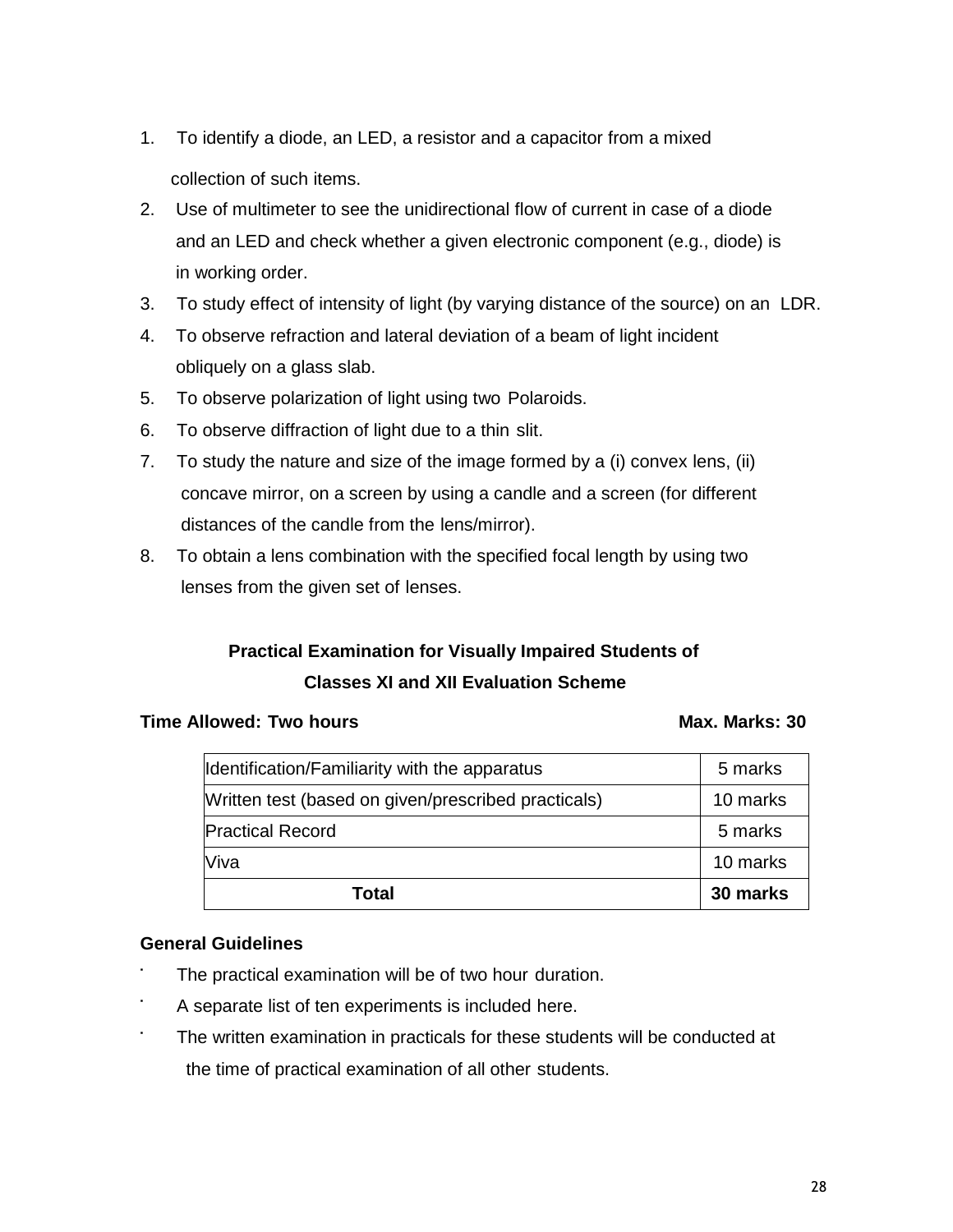1. To identify a diode, an LED, a resistor and a capacitor from a mixed collection of such items.
2. Use of multimeter to see the unidirectional flow of current in case of a diode and an LED and check whether a given electronic component (e.g., diode) is in working order.
3. To study effect of intensity of light (by varying distance of the source) on an LDR.
4. To observe refraction and lateral deviation of a beam of light incident obliquely on a glass slab.
5. To observe polarization of light using two Polaroids.
6. To observe diffraction of light due to a thin slit.
7. To study the nature and size of the image formed by a (i) convex lens, (ii) concave mirror, on a screen by using a candle and a screen (for different distances of the candle from the lens/mirror).
8. To obtain a lens combination with the specified focal length by using two lenses from the given set of lenses.

## Practical Examination for Visually Impaired Students of Classes XI and XII Evaluation Scheme

**Time Allowed: Two hours** **Max. Marks: 30**

| | |
|---|---|
| Identification/Familiarity with the apparatus | 5 marks |
| Written test (based on given/prescribed practicals) | 10 marks |
| Practical Record | 5 marks |
| Viva | 10 marks |
| **Total** | **30 marks** |

**General Guidelines**

- The practical examination will be of two hour duration.
- A separate list of ten experiments is included here.
- The written examination in practicals for these students will be conducted at the time of practical examination of all other students.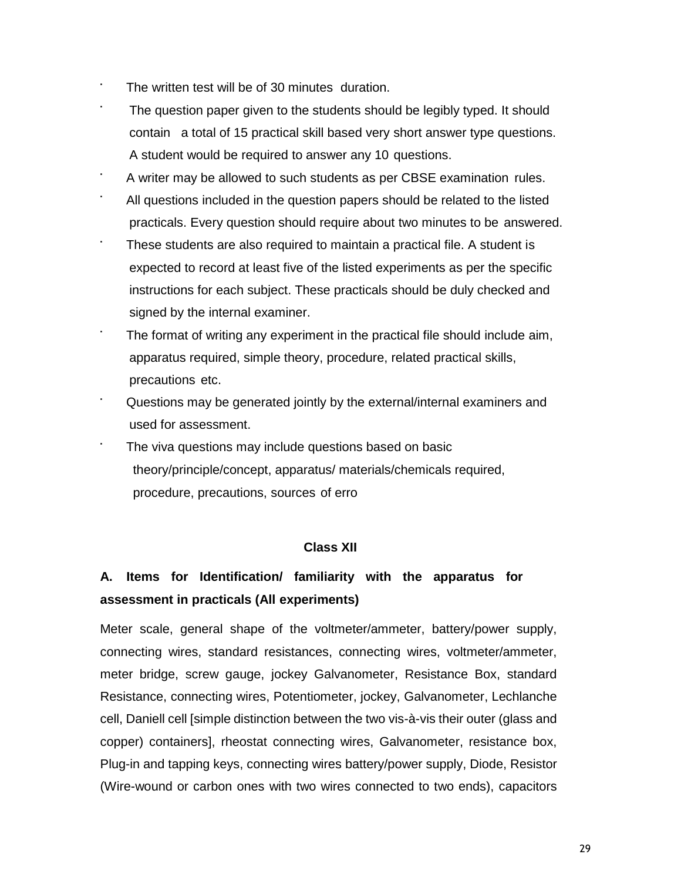- The written test will be of 30 minutes duration.
- The question paper given to the students should be legibly typed. It should contain a total of 15 practical skill based very short answer type questions. A student would be required to answer any 10 questions.
- A writer may be allowed to such students as per CBSE examination rules.
- All questions included in the question papers should be related to the listed practicals. Every question should require about two minutes to be answered.
- These students are also required to maintain a practical file. A student is expected to record at least five of the listed experiments as per the specific instructions for each subject. These practicals should be duly checked and signed by the internal examiner.
- The format of writing any experiment in the practical file should include aim, apparatus required, simple theory, procedure, related practical skills, precautions etc.
- Questions may be generated jointly by the external/internal examiners and used for assessment.
- The viva questions may include questions based on basic theory/principle/concept, apparatus/ materials/chemicals required, procedure, precautions, sources of erro

**Class XII**

**A. Items for Identification/ familiarity with the apparatus for assessment in practicals (All experiments)**

Meter scale, general shape of the voltmeter/ammeter, battery/power supply, connecting wires, standard resistances, connecting wires, voltmeter/ammeter, meter bridge, screw gauge, jockey Galvanometer, Resistance Box, standard Resistance, connecting wires, Potentiometer, jockey, Galvanometer, Lechlanche cell, Daniell cell [simple distinction between the two vis-à-vis their outer (glass and copper) containers], rheostat connecting wires, Galvanometer, resistance box, Plug-in and tapping keys, connecting wires battery/power supply, Diode, Resistor (Wire-wound or carbon ones with two wires connected to two ends), capacitors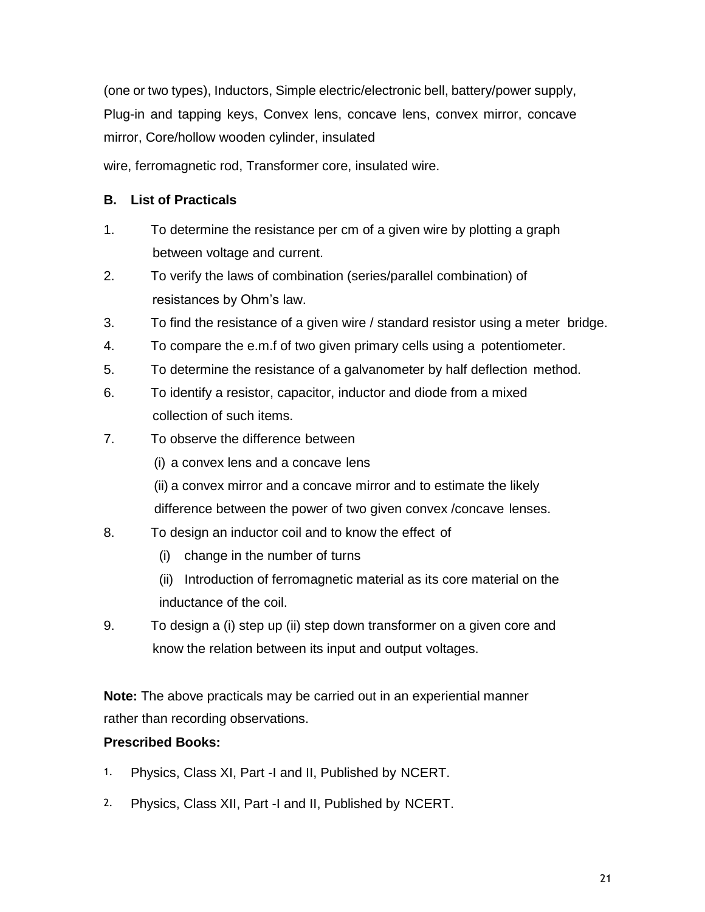(one or two types), Inductors, Simple electric/electronic bell, battery/power supply, Plug-in and tapping keys, Convex lens, concave lens, convex mirror, concave mirror, Core/hollow wooden cylinder, insulated

wire, ferromagnetic rod, Transformer core, insulated wire.

### B. List of Practicals

1. To determine the resistance per cm of a given wire by plotting a graph between voltage and current.
2. To verify the laws of combination (series/parallel combination) of resistances by Ohm's law.
3. To find the resistance of a given wire / standard resistor using a meter bridge.
4. To compare the e.m.f of two given primary cells using a potentiometer.
5. To determine the resistance of a galvanometer by half deflection method.
6. To identify a resistor, capacitor, inductor and diode from a mixed collection of such items.
7. To observe the difference between
   (i) a convex lens and a concave lens
   (ii) a convex mirror and a concave mirror and to estimate the likely difference between the power of two given convex /concave lenses.
8. To design an inductor coil and to know the effect of
   (i) change in the number of turns
   (ii) Introduction of ferromagnetic material as its core material on the inductance of the coil.
9. To design a (i) step up (ii) step down transformer on a given core and know the relation between its input and output voltages.

**Note:** The above practicals may be carried out in an experiential manner rather than recording observations.

**Prescribed Books:**

1. Physics, Class XI, Part -I and II, Published by NCERT.
2. Physics, Class XII, Part -I and II, Published by NCERT.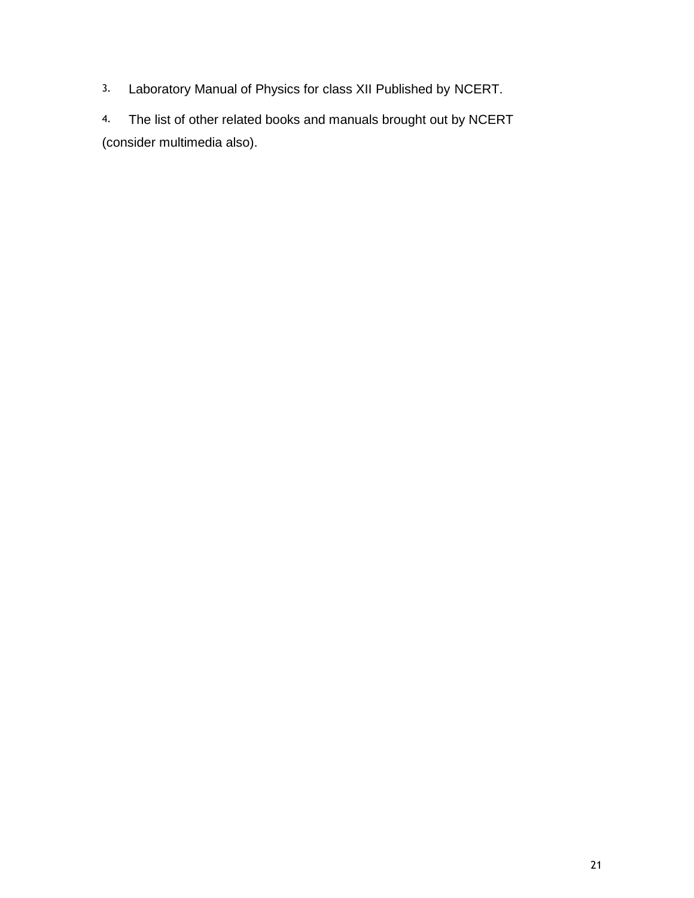3. Laboratory Manual of Physics for class XII Published by NCERT.

4. The list of other related books and manuals brought out by NCERT (consider multimedia also).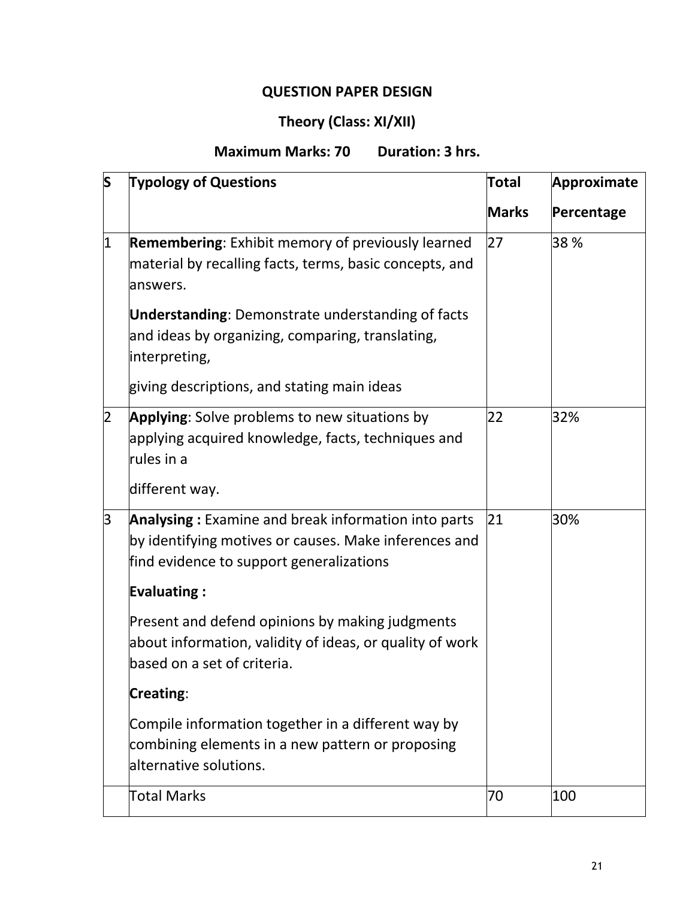## QUESTION PAPER DESIGN

### Theory (Class: XI/XII)

### Maximum Marks: 70 Duration: 3 hrs.

| S | Typology of Questions | Total Marks | Approximate Percentage |
|---|---|---|---|
| 1 | **Remembering**: Exhibit memory of previously learned material by recalling facts, terms, basic concepts, and answers.<br><br>**Understanding**: Demonstrate understanding of facts and ideas by organizing, comparing, translating, interpreting,<br><br>giving descriptions, and stating main ideas | 27 | 38 % |
| 2 | **Applying**: Solve problems to new situations by applying acquired knowledge, facts, techniques and rules in a<br><br>different way. | 22 | 32% |
| 3 | **Analysing :** Examine and break information into parts by identifying motives or causes. Make inferences and find evidence to support generalizations<br><br>**Evaluating :**<br><br>Present and defend opinions by making judgments about information, validity of ideas, or quality of work based on a set of criteria.<br><br>**Creating**:<br><br>Compile information together in a different way by combining elements in a new pattern or proposing alternative solutions. | 21 | 30% |
| | Total Marks | 70 | 100 |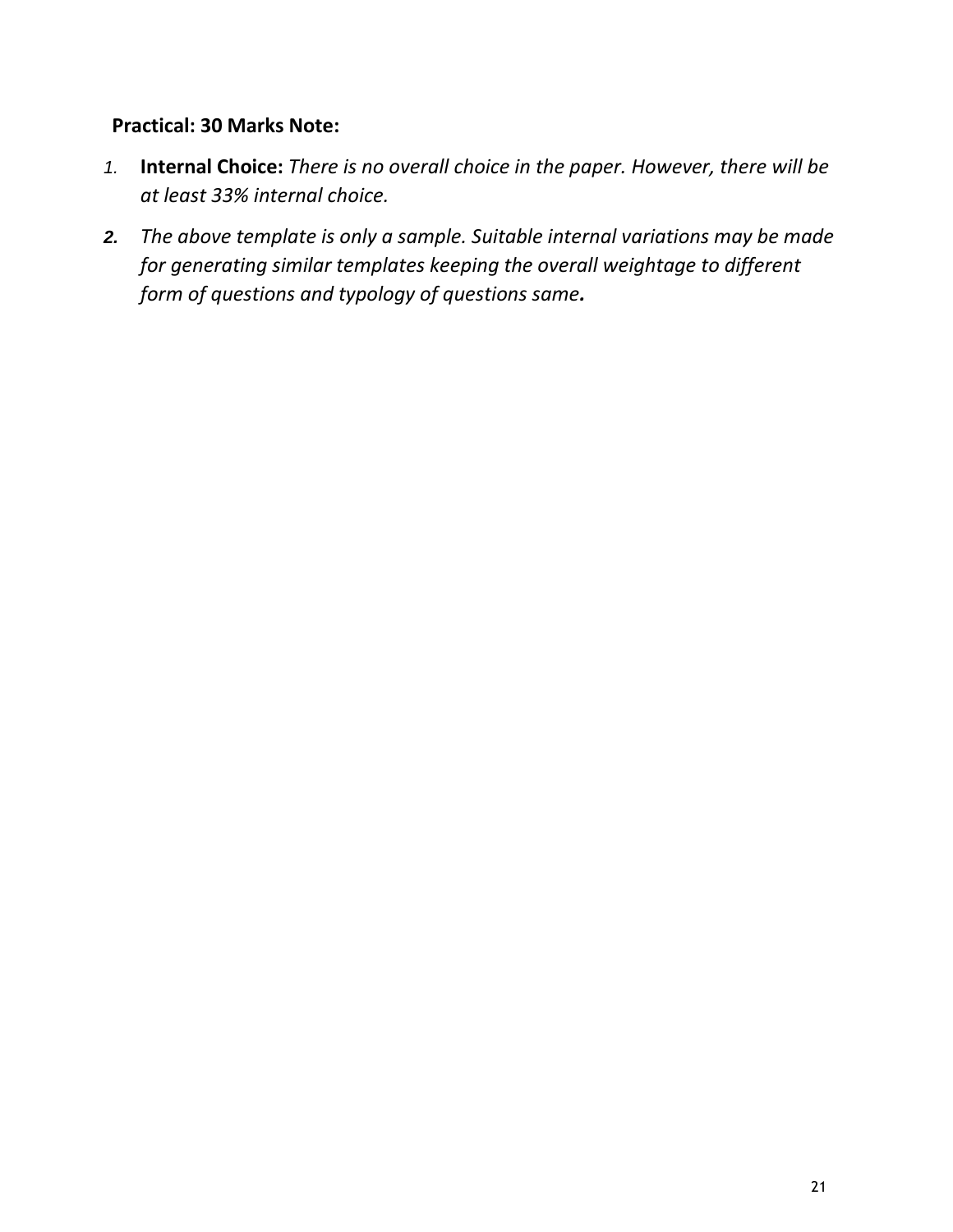**Practical: 30 Marks Note:**

1. **Internal Choice:** *There is no overall choice in the paper. However, there will be at least 33% internal choice.*
2. *The above template is only a sample. Suitable internal variations may be made for generating similar templates keeping the overall weightage to different form of questions and typology of questions same.*